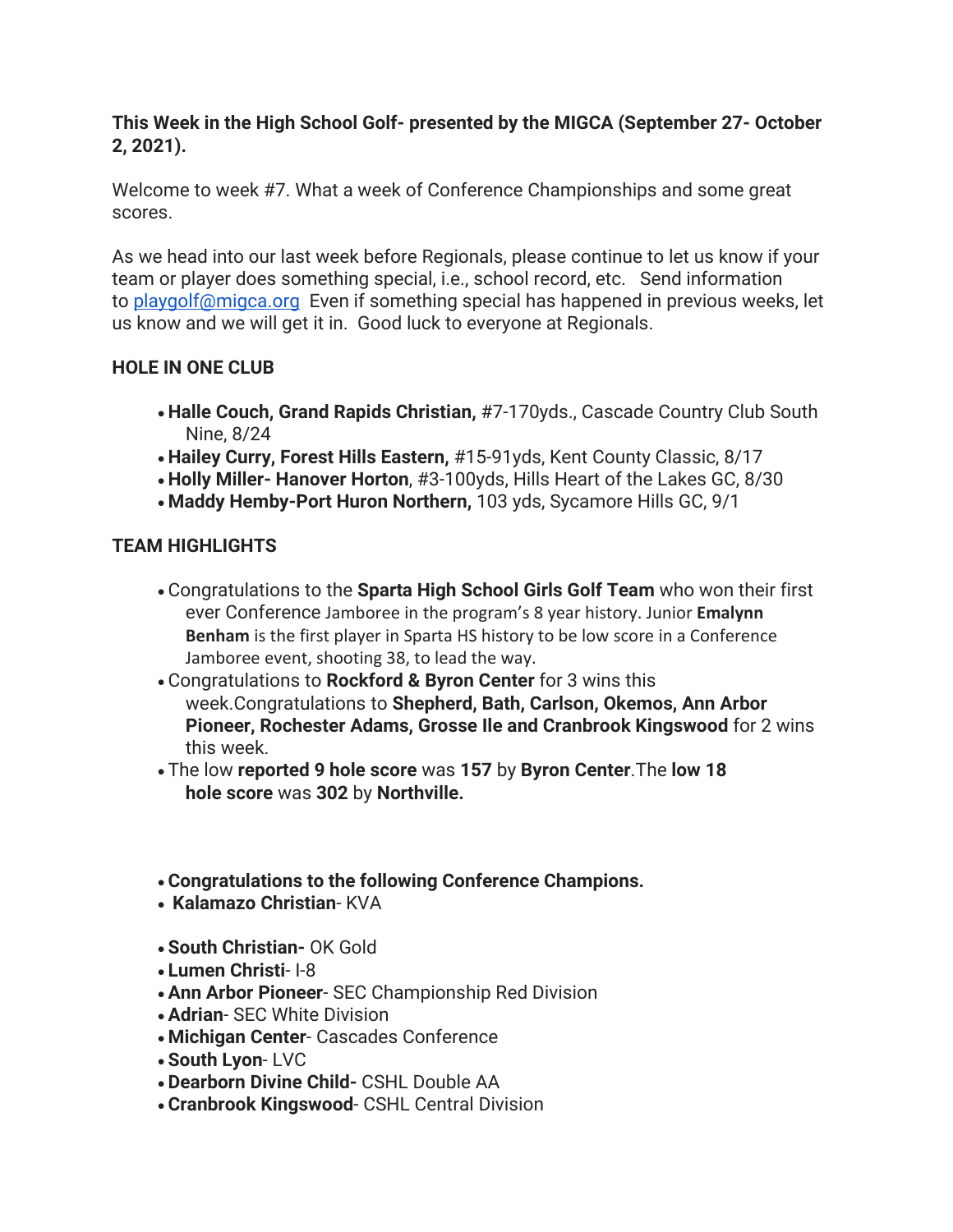**This Week in the High School Golf- presented by the MIGCA (September 27- October 2, 2021).**

Welcome to week #7. What a week of Conference Championships and some great scores.

As we head into our last week before Regionals, please continue to let us know if your team or player does something special, i.e., school record, etc. Send information to [playgolf@migca.org](mailto:playgolf@migca.org) Even if something special has happened in previous weeks, let us know and we will get it in. Good luck to everyone at Regionals.

**HOLE IN ONE CLUB**

- **Halle Couch, Grand Rapids Christian,** #7-170yds., Cascade Country Club South Nine, 8/24
- **Hailey Curry, Forest Hills Eastern,** #15-91yds, Kent County Classic, 8/17
- **Holly Miller- Hanover Horton**, #3-100yds, Hills Heart of the Lakes GC, 8/30
- **Maddy Hemby-Port Huron Northern,** 103 yds, Sycamore Hills GC, 9/1

**TEAM HIGHLIGHTS**

- Congratulations to the **Sparta High School Girls Golf Team** who won their first ever Conference Jamboree in the program's 8 year history. Junior **Emalynn Benham** is the first player in Sparta HS history to be low score in a Conference Jamboree event, shooting 38, to lead the way.
- Congratulations to **Rockford & Byron Center** for 3 wins this week.Congratulations to **Shepherd, Bath, Carlson, Okemos, Ann Arbor Pioneer, Rochester Adams, Grosse Ile and Cranbrook Kingswood** for 2 wins this week.
- The low **reported 9 hole score** was **157** by **Byron Center**.The **low 18 hole score** was **302** by **Northville.**

- **Congratulations to the following Conference Champions.**
- **Kalamazo Christian**- KVA
- **South Christian-** OK Gold
- **Lumen Christi**- I-8
- **Ann Arbor Pioneer**- SEC Championship Red Division
- **Adrian**- SEC White Division
- **Michigan Center**- Cascades Conference
- **South Lyon**- LVC
- **Dearborn Divine Child-** CSHL Double AA
- **Cranbrook Kingswood**- CSHL Central Division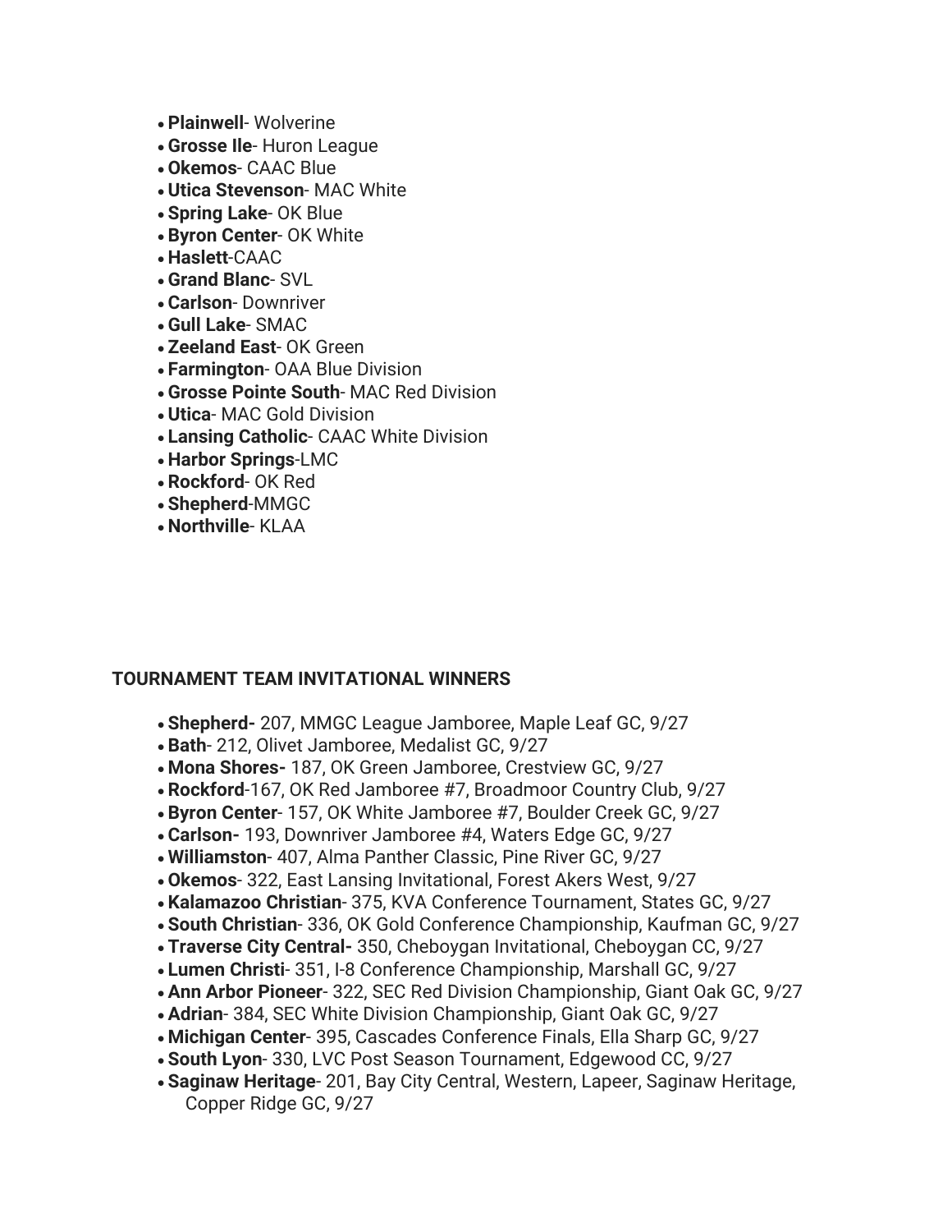- **Plainwell**- Wolverine
- **Grosse Ile**- Huron League
- **Okemos**- CAAC Blue
- **Utica Stevenson**- MAC White
- **Spring Lake**- OK Blue
- **Byron Center**- OK White
- **Haslett**-CAAC
- **Grand Blanc**- SVL
- **Carlson**- Downriver
- **Gull Lake**- SMAC
- **Zeeland East**- OK Green
- **Farmington**- OAA Blue Division
- **Grosse Pointe South**- MAC Red Division
- **Utica**- MAC Gold Division
- **Lansing Catholic**- CAAC White Division
- **Harbor Springs**-LMC
- **Rockford**- OK Red
- **Shepherd**-MMGC
- **Northville**- KLAA

**TOURNAMENT TEAM INVITATIONAL WINNERS**

- **Shepherd-** 207, MMGC League Jamboree, Maple Leaf GC, 9/27
- **Bath**- 212, Olivet Jamboree, Medalist GC, 9/27
- **Mona Shores-** 187, OK Green Jamboree, Crestview GC, 9/27
- **Rockford**-167, OK Red Jamboree #7, Broadmoor Country Club, 9/27
- **Byron Center**- 157, OK White Jamboree #7, Boulder Creek GC, 9/27
- **Carlson-** 193, Downriver Jamboree #4, Waters Edge GC, 9/27
- **Williamston**- 407, Alma Panther Classic, Pine River GC, 9/27
- **Okemos**- 322, East Lansing Invitational, Forest Akers West, 9/27
- **Kalamazoo Christian**- 375, KVA Conference Tournament, States GC, 9/27
- **South Christian**- 336, OK Gold Conference Championship, Kaufman GC, 9/27
- **Traverse City Central-** 350, Cheboygan Invitational, Cheboygan CC, 9/27
- **Lumen Christi**- 351, I-8 Conference Championship, Marshall GC, 9/27
- **Ann Arbor Pioneer**- 322, SEC Red Division Championship, Giant Oak GC, 9/27
- **Adrian**- 384, SEC White Division Championship, Giant Oak GC, 9/27
- **Michigan Center**- 395, Cascades Conference Finals, Ella Sharp GC, 9/27
- **South Lyon**- 330, LVC Post Season Tournament, Edgewood CC, 9/27
- **Saginaw Heritage**- 201, Bay City Central, Western, Lapeer, Saginaw Heritage, Copper Ridge GC, 9/27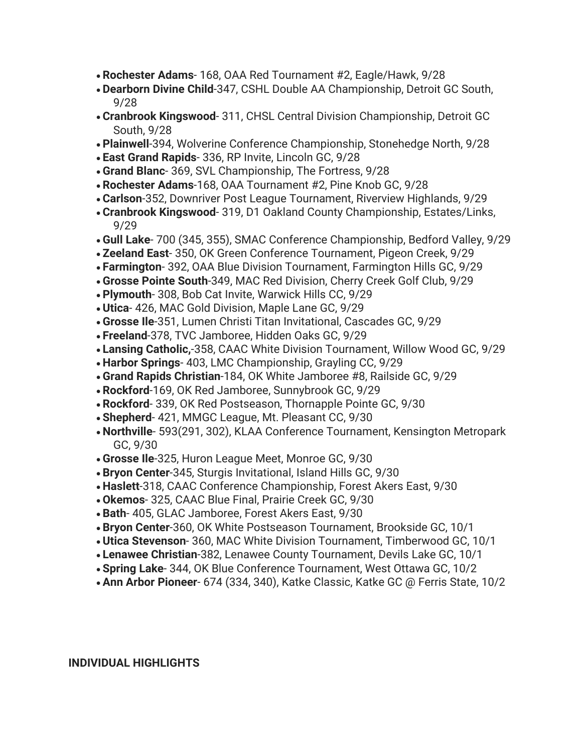- **Rochester Adams**- 168, OAA Red Tournament #2, Eagle/Hawk, 9/28
- **Dearborn Divine Child**-347, CSHL Double AA Championship, Detroit GC South, 9/28
- **Cranbrook Kingswood**- 311, CHSL Central Division Championship, Detroit GC South, 9/28
- **Plainwell**-394, Wolverine Conference Championship, Stonehedge North, 9/28
- **East Grand Rapids**- 336, RP Invite, Lincoln GC, 9/28
- **Grand Blanc**- 369, SVL Championship, The Fortress, 9/28
- **Rochester Adams**-168, OAA Tournament #2, Pine Knob GC, 9/28
- **Carlson**-352, Downriver Post League Tournament, Riverview Highlands, 9/29
- **Cranbrook Kingswood**- 319, D1 Oakland County Championship, Estates/Links, 9/29
- **Gull Lake**- 700 (345, 355), SMAC Conference Championship, Bedford Valley, 9/29
- **Zeeland East**- 350, OK Green Conference Tournament, Pigeon Creek, 9/29
- **Farmington**- 392, OAA Blue Division Tournament, Farmington Hills GC, 9/29
- **Grosse Pointe South**-349, MAC Red Division, Cherry Creek Golf Club, 9/29
- **Plymouth**- 308, Bob Cat Invite, Warwick Hills CC, 9/29
- **Utica**- 426, MAC Gold Division, Maple Lane GC, 9/29
- **Grosse Ile**-351, Lumen Christi Titan Invitational, Cascades GC, 9/29
- **Freeland**-378, TVC Jamboree, Hidden Oaks GC, 9/29
- **Lansing Catholic,**-358, CAAC White Division Tournament, Willow Wood GC, 9/29
- **Harbor Springs**- 403, LMC Championship, Grayling CC, 9/29
- **Grand Rapids Christian**-184, OK White Jamboree #8, Railside GC, 9/29
- **Rockford**-169, OK Red Jamboree, Sunnybrook GC, 9/29
- **Rockford**- 339, OK Red Postseason, Thornapple Pointe GC, 9/30
- **Shepherd**- 421, MMGC League, Mt. Pleasant CC, 9/30
- **Northville**- 593(291, 302), KLAA Conference Tournament, Kensington Metropark GC, 9/30
- **Grosse Ile**-325, Huron League Meet, Monroe GC, 9/30
- **Bryon Center**-345, Sturgis Invitational, Island Hills GC, 9/30
- **Haslett**-318, CAAC Conference Championship, Forest Akers East, 9/30
- **Okemos**- 325, CAAC Blue Final, Prairie Creek GC, 9/30
- **Bath**- 405, GLAC Jamboree, Forest Akers East, 9/30
- **Bryon Center**-360, OK White Postseason Tournament, Brookside GC, 10/1
- **Utica Stevenson**- 360, MAC White Division Tournament, Timberwood GC, 10/1
- **Lenawee Christian**-382, Lenawee County Tournament, Devils Lake GC, 10/1
- **Spring Lake**- 344, OK Blue Conference Tournament, West Ottawa GC, 10/2
- **Ann Arbor Pioneer**- 674 (334, 340), Katke Classic, Katke GC @ Ferris State, 10/2

**INDIVIDUAL HIGHLIGHTS**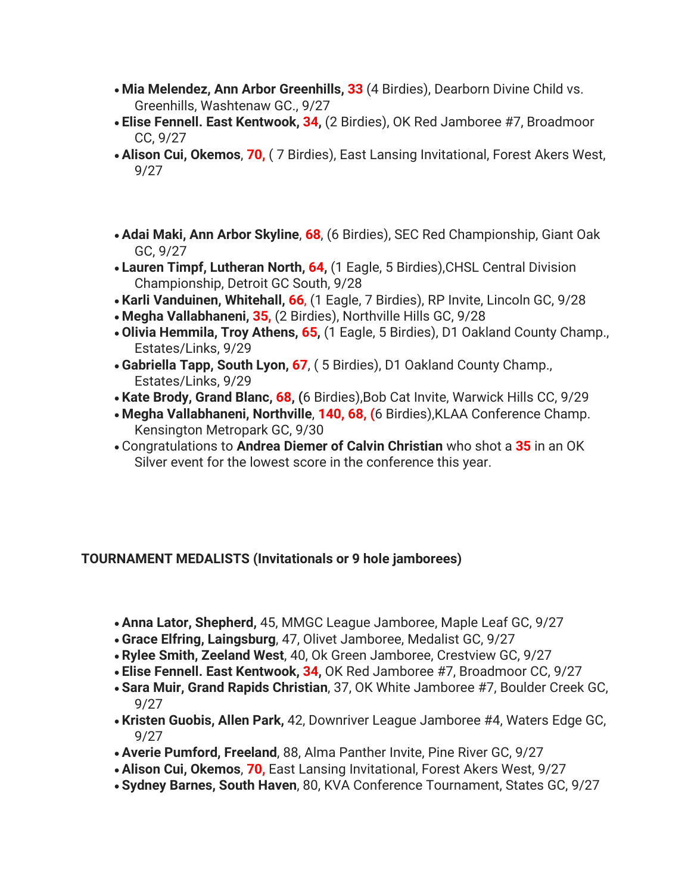- **Mia Melendez, Ann Arbor Greenhills, 33** (4 Birdies), Dearborn Divine Child vs. Greenhills, Washtenaw GC., 9/27
- **Elise Fennell. East Kentwook, 34,** (2 Birdies), OK Red Jamboree #7, Broadmoor CC, 9/27
- **Alison Cui, Okemos**, **70,** ( 7 Birdies), East Lansing Invitational, Forest Akers West, 9/27

- **Adai Maki, Ann Arbor Skyline**, **68**, (6 Birdies), SEC Red Championship, Giant Oak GC, 9/27
- **Lauren Timpf, Lutheran North, 64,** (1 Eagle, 5 Birdies),CHSL Central Division Championship, Detroit GC South, 9/28
- **Karli Vanduinen, Whitehall, 66**, (1 Eagle, 7 Birdies), RP Invite, Lincoln GC, 9/28
- **Megha Vallabhaneni, 35,** (2 Birdies), Northville Hills GC, 9/28
- **Olivia Hemmila, Troy Athens, 65,** (1 Eagle, 5 Birdies), D1 Oakland County Champ., Estates/Links, 9/29
- **Gabriella Tapp, South Lyon, 67**, ( 5 Birdies), D1 Oakland County Champ., Estates/Links, 9/29
- **Kate Brody, Grand Blanc, 68, (**6 Birdies),Bob Cat Invite, Warwick Hills CC, 9/29
- **Megha Vallabhaneni, Northville**, **140, 68, (**6 Birdies),KLAA Conference Champ. Kensington Metropark GC, 9/30
- Congratulations to **Andrea Diemer of Calvin Christian** who shot a **35** in an OK Silver event for the lowest score in the conference this year.

**TOURNAMENT MEDALISTS (Invitationals or 9 hole jamborees)**

- **Anna Lator, Shepherd,** 45, MMGC League Jamboree, Maple Leaf GC, 9/27
- **Grace Elfring, Laingsburg**, 47, Olivet Jamboree, Medalist GC, 9/27
- **Rylee Smith, Zeeland West**, 40, Ok Green Jamboree, Crestview GC, 9/27
- **Elise Fennell. East Kentwook, 34,** OK Red Jamboree #7, Broadmoor CC, 9/27
- **Sara Muir, Grand Rapids Christian**, 37, OK White Jamboree #7, Boulder Creek GC, 9/27
- **Kristen Guobis, Allen Park,** 42, Downriver League Jamboree #4, Waters Edge GC, 9/27
- **Averie Pumford, Freeland**, 88, Alma Panther Invite, Pine River GC, 9/27
- **Alison Cui, Okemos**, **70,** East Lansing Invitational, Forest Akers West, 9/27
- **Sydney Barnes, South Haven**, 80, KVA Conference Tournament, States GC, 9/27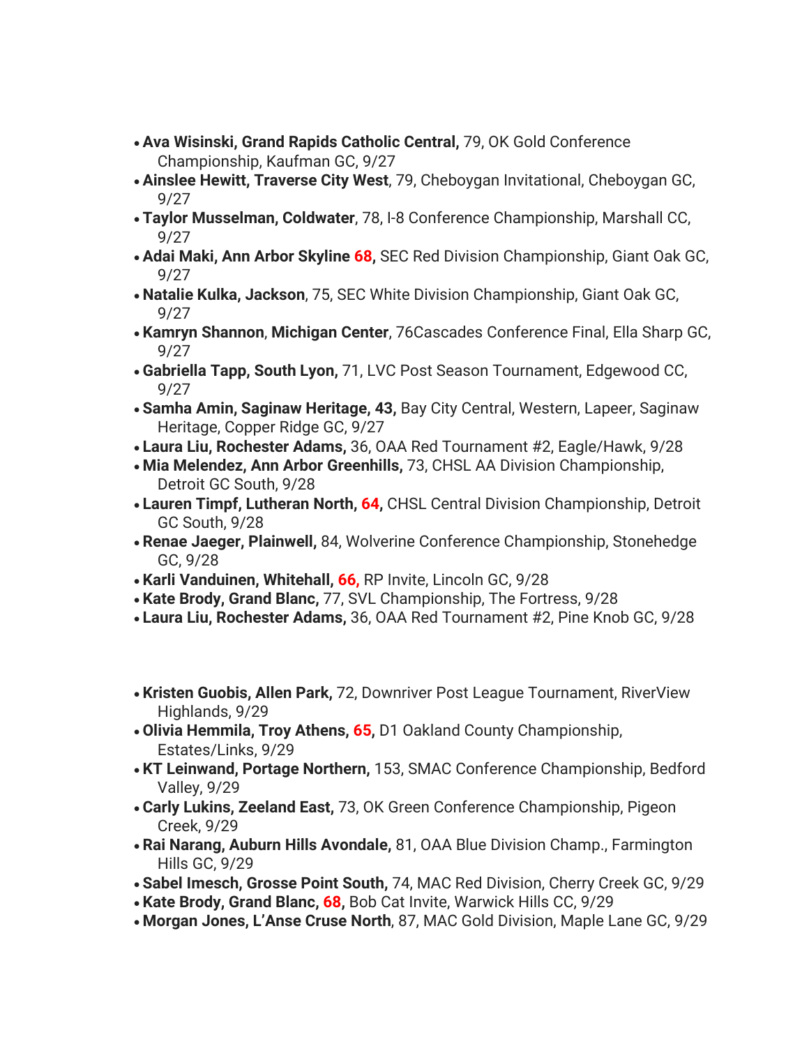- **Ava Wisinski, Grand Rapids Catholic Central,** 79, OK Gold Conference Championship, Kaufman GC, 9/27
- **Ainslee Hewitt, Traverse City West**, 79, Cheboygan Invitational, Cheboygan GC, 9/27
- **Taylor Musselman, Coldwater**, 78, I-8 Conference Championship, Marshall CC, 9/27
- **Adai Maki, Ann Arbor Skyline 68,** SEC Red Division Championship, Giant Oak GC, 9/27
- **Natalie Kulka, Jackson**, 75, SEC White Division Championship, Giant Oak GC, 9/27
- **Kamryn Shannon**, **Michigan Center**, 76Cascades Conference Final, Ella Sharp GC, 9/27
- **Gabriella Tapp, South Lyon,** 71, LVC Post Season Tournament, Edgewood CC, 9/27
- **Samha Amin, Saginaw Heritage, 43,** Bay City Central, Western, Lapeer, Saginaw Heritage, Copper Ridge GC, 9/27
- **Laura Liu, Rochester Adams,** 36, OAA Red Tournament #2, Eagle/Hawk, 9/28
- **Mia Melendez, Ann Arbor Greenhills,** 73, CHSL AA Division Championship, Detroit GC South, 9/28
- **Lauren Timpf, Lutheran North, 64,** CHSL Central Division Championship, Detroit GC South, 9/28
- **Renae Jaeger, Plainwell,** 84, Wolverine Conference Championship, Stonehedge GC, 9/28
- **Karli Vanduinen, Whitehall, 66,** RP Invite, Lincoln GC, 9/28
- **Kate Brody, Grand Blanc,** 77, SVL Championship, The Fortress, 9/28
- **Laura Liu, Rochester Adams,** 36, OAA Red Tournament #2, Pine Knob GC, 9/28

- **Kristen Guobis, Allen Park,** 72, Downriver Post League Tournament, RiverView Highlands, 9/29
- **Olivia Hemmila, Troy Athens, 65,** D1 Oakland County Championship, Estates/Links, 9/29
- **KT Leinwand, Portage Northern,** 153, SMAC Conference Championship, Bedford Valley, 9/29
- **Carly Lukins, Zeeland East,** 73, OK Green Conference Championship, Pigeon Creek, 9/29
- **Rai Narang, Auburn Hills Avondale,** 81, OAA Blue Division Champ., Farmington Hills GC, 9/29
- **Sabel Imesch, Grosse Point South,** 74, MAC Red Division, Cherry Creek GC, 9/29
- **Kate Brody, Grand Blanc, 68,** Bob Cat Invite, Warwick Hills CC, 9/29
- **Morgan Jones, L'Anse Cruse North**, 87, MAC Gold Division, Maple Lane GC, 9/29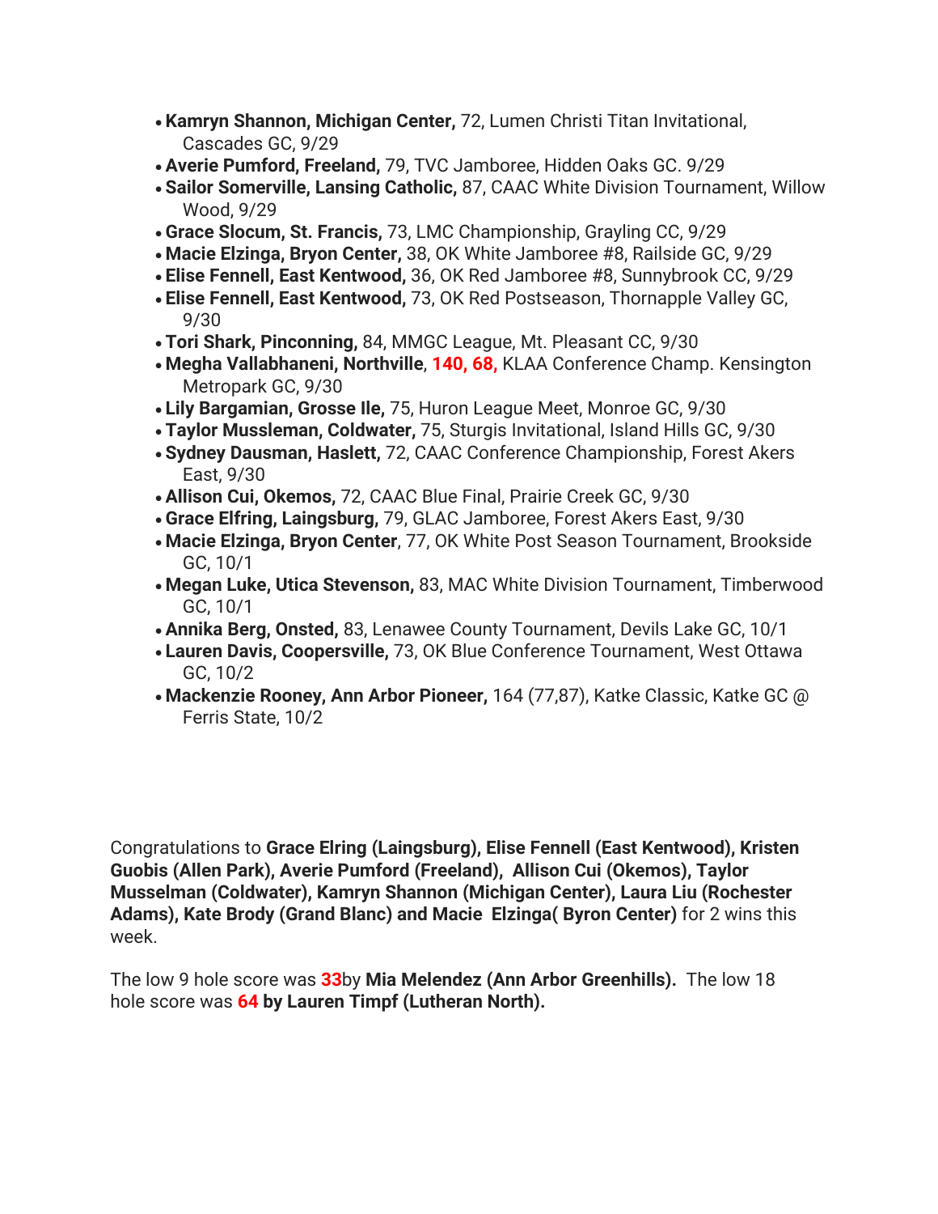- **Kamryn Shannon, Michigan Center,** 72, Lumen Christi Titan Invitational, Cascades GC, 9/29
- **Averie Pumford, Freeland,** 79, TVC Jamboree, Hidden Oaks GC. 9/29
- **Sailor Somerville, Lansing Catholic,** 87, CAAC White Division Tournament, Willow Wood, 9/29
- **Grace Slocum, St. Francis,** 73, LMC Championship, Grayling CC, 9/29
- **Macie Elzinga, Bryon Center,** 38, OK White Jamboree #8, Railside GC, 9/29
- **Elise Fennell, East Kentwood,** 36, OK Red Jamboree #8, Sunnybrook CC, 9/29
- **Elise Fennell, East Kentwood,** 73, OK Red Postseason, Thornapple Valley GC, 9/30
- **Tori Shark, Pinconning,** 84, MMGC League, Mt. Pleasant CC, 9/30
- **Megha Vallabhaneni, Northville**, **140, 68,** KLAA Conference Champ. Kensington Metropark GC, 9/30
- **Lily Bargamian, Grosse Ile,** 75, Huron League Meet, Monroe GC, 9/30
- **Taylor Mussleman, Coldwater,** 75, Sturgis Invitational, Island Hills GC, 9/30
- **Sydney Dausman, Haslett,** 72, CAAC Conference Championship, Forest Akers East, 9/30
- **Allison Cui, Okemos,** 72, CAAC Blue Final, Prairie Creek GC, 9/30
- **Grace Elfring, Laingsburg,** 79, GLAC Jamboree, Forest Akers East, 9/30
- **Macie Elzinga, Bryon Center**, 77, OK White Post Season Tournament, Brookside GC, 10/1
- **Megan Luke, Utica Stevenson,** 83, MAC White Division Tournament, Timberwood GC, 10/1
- **Annika Berg, Onsted,** 83, Lenawee County Tournament, Devils Lake GC, 10/1
- **Lauren Davis, Coopersville,** 73, OK Blue Conference Tournament, West Ottawa GC, 10/2
- **Mackenzie Rooney, Ann Arbor Pioneer,** 164 (77,87), Katke Classic, Katke GC @ Ferris State, 10/2

Congratulations to **Grace Elring (Laingsburg), Elise Fennell (East Kentwood), Kristen Guobis (Allen Park), Averie Pumford (Freeland), Allison Cui (Okemos), Taylor Musselman (Coldwater), Kamryn Shannon (Michigan Center), Laura Liu (Rochester Adams), Kate Brody (Grand Blanc) and Macie Elzinga( Byron Center)** for 2 wins this week.

The low 9 hole score was **33**by **Mia Melendez (Ann Arbor Greenhills).** The low 18 hole score was **64 by Lauren Timpf (Lutheran North).**